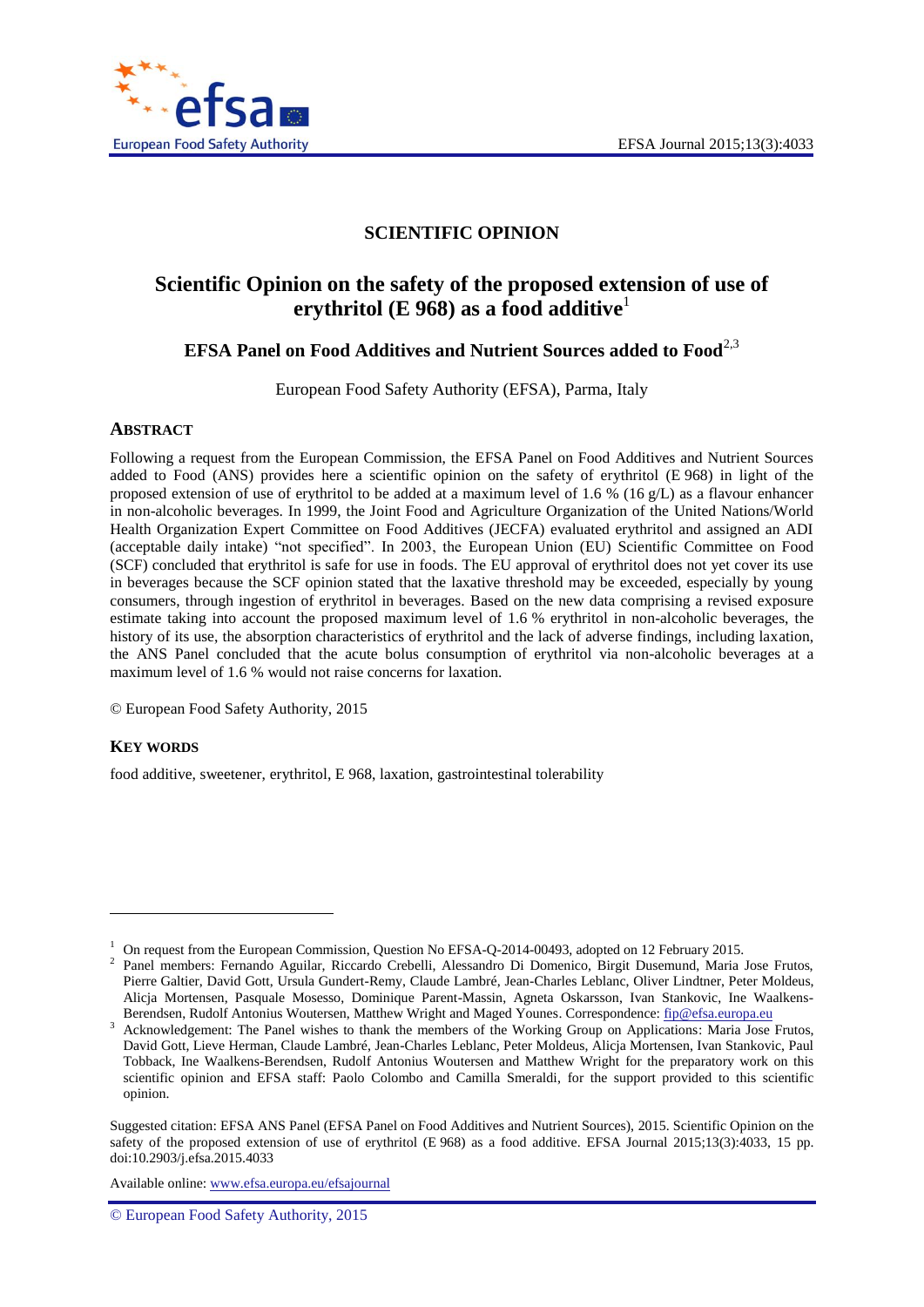# SCIENTIFIC OPINION

# Scientific Opinion on the safety of the proposed extension of use of erythritol (E 968) as a food additive[1]

## EFSA Panel on Food Additives and Nutrient Sources added to Food[2,3]

European Food Safety Authority (EFSA), Parma, Italy

## ABSTRACT

Following a request from the European Commission, the EFSA Panel on Food Additives and Nutrient Sources added to Food (ANS) provides here a scientific opinion on the safety of erythritol (E 968) in light of the proposed extension of use of erythritol to be added at a maximum level of 1.6 % (16 g/L) as a flavour enhancer in non-alcoholic beverages. In 1999, the Joint Food and Agriculture Organization of the United Nations/World Health Organization Expert Committee on Food Additives (JECFA) evaluated erythritol and assigned an ADI (acceptable daily intake) "not specified". In 2003, the European Union (EU) Scientific Committee on Food (SCF) concluded that erythritol is safe for use in foods. The EU approval of erythritol does not yet cover its use in beverages because the SCF opinion stated that the laxative threshold may be exceeded, especially by young consumers, through ingestion of erythritol in beverages. Based on the new data comprising a revised exposure estimate taking into account the proposed maximum level of 1.6 % erythritol in non-alcoholic beverages, the history of its use, the absorption characteristics of erythritol and the lack of adverse findings, including laxation, the ANS Panel concluded that the acute bolus consumption of erythritol via non-alcoholic beverages at a maximum level of 1.6 % would not raise concerns for laxation.

© European Food Safety Authority, 2015

## KEY WORDS

food additive, sweetener, erythritol, E 968, laxation, gastrointestinal tolerability

---

[1] On request from the European Commission, Question No EFSA-Q-2014-00493, adopted on 12 February 2015.

[2] Panel members: Fernando Aguilar, Riccardo Crebelli, Alessandro Di Domenico, Birgit Dusemund, Maria Jose Frutos, Pierre Galtier, David Gott, Ursula Gundert-Remy, Claude Lambré, Jean-Charles Leblanc, Oliver Lindtner, Peter Moldeus, Alicja Mortensen, Pasquale Mosesso, Dominique Parent-Massin, Agneta Oskarsson, Ivan Stankovic, Ine Waalkens-Berendsen, Rudolf Antonius Woutersen, Matthew Wright and Maged Younes. Correspondence: fip@efsa.europa.eu

[3] Acknowledgement: The Panel wishes to thank the members of the Working Group on Applications: Maria Jose Frutos, David Gott, Lieve Herman, Claude Lambré, Jean-Charles Leblanc, Peter Moldeus, Alicja Mortensen, Ivan Stankovic, Paul Tobback, Ine Waalkens-Berendsen, Rudolf Antonius Woutersen and Matthew Wright for the preparatory work on this scientific opinion and EFSA staff: Paolo Colombo and Camilla Smeraldi, for the support provided to this scientific opinion.

Suggested citation: EFSA ANS Panel (EFSA Panel on Food Additives and Nutrient Sources), 2015. Scientific Opinion on the safety of the proposed extension of use of erythritol (E 968) as a food additive. EFSA Journal 2015;13(3):4033, 15 pp. doi:10.2903/j.efsa.2015.4033

Available online: www.efsa.europa.eu/efsajournal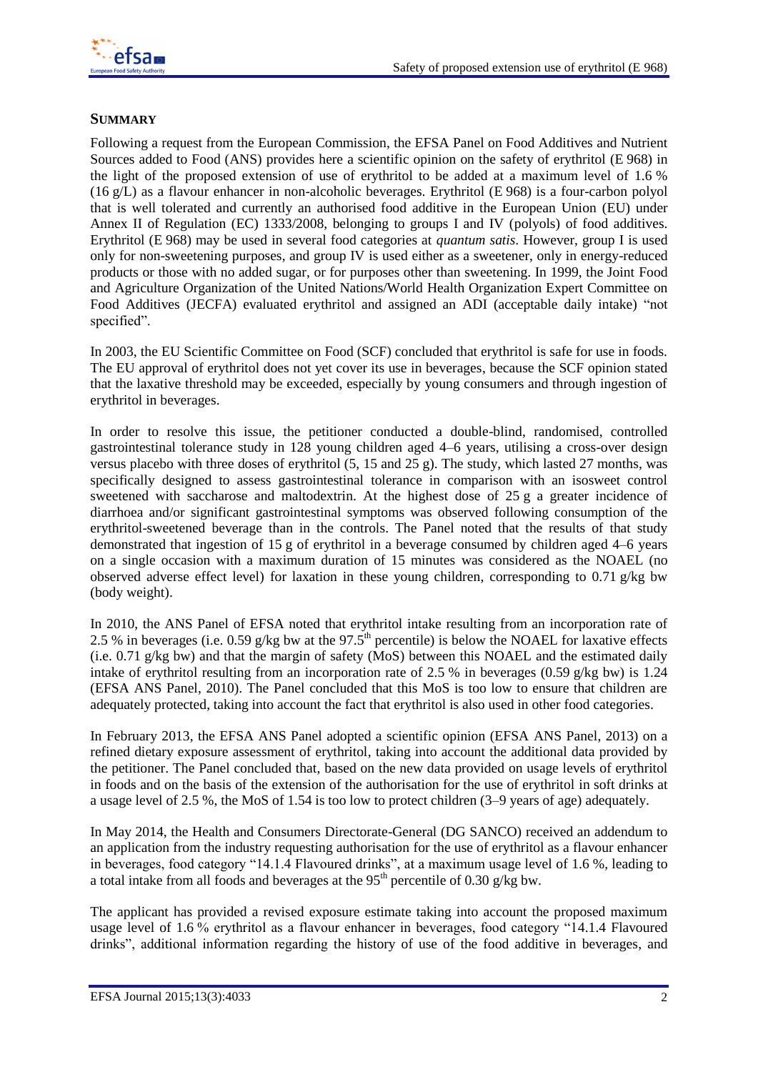## SUMMARY

Following a request from the European Commission, the EFSA Panel on Food Additives and Nutrient Sources added to Food (ANS) provides here a scientific opinion on the safety of erythritol (E 968) in the light of the proposed extension of use of erythritol to be added at a maximum level of 1.6 % (16 g/L) as a flavour enhancer in non-alcoholic beverages. Erythritol (E 968) is a four-carbon polyol that is well tolerated and currently an authorised food additive in the European Union (EU) under Annex II of Regulation (EC) 1333/2008, belonging to groups I and IV (polyols) of food additives. Erythritol (E 968) may be used in several food categories at *quantum satis*. However, group I is used only for non-sweetening purposes, and group IV is used either as a sweetener, only in energy-reduced products or those with no added sugar, or for purposes other than sweetening. In 1999, the Joint Food and Agriculture Organization of the United Nations/World Health Organization Expert Committee on Food Additives (JECFA) evaluated erythritol and assigned an ADI (acceptable daily intake) "not specified".

In 2003, the EU Scientific Committee on Food (SCF) concluded that erythritol is safe for use in foods. The EU approval of erythritol does not yet cover its use in beverages, because the SCF opinion stated that the laxative threshold may be exceeded, especially by young consumers and through ingestion of erythritol in beverages.

In order to resolve this issue, the petitioner conducted a double-blind, randomised, controlled gastrointestinal tolerance study in 128 young children aged 4–6 years, utilising a cross-over design versus placebo with three doses of erythritol (5, 15 and 25 g). The study, which lasted 27 months, was specifically designed to assess gastrointestinal tolerance in comparison with an isosweet control sweetened with saccharose and maltodextrin. At the highest dose of 25 g a greater incidence of diarrhoea and/or significant gastrointestinal symptoms was observed following consumption of the erythritol-sweetened beverage than in the controls. The Panel noted that the results of that study demonstrated that ingestion of 15 g of erythritol in a beverage consumed by children aged 4–6 years on a single occasion with a maximum duration of 15 minutes was considered as the NOAEL (no observed adverse effect level) for laxation in these young children, corresponding to 0.71 g/kg bw (body weight).

In 2010, the ANS Panel of EFSA noted that erythritol intake resulting from an incorporation rate of 2.5 % in beverages (i.e. 0.59 g/kg bw at the 97.5$^{th}$ percentile) is below the NOAEL for laxative effects (i.e. 0.71 g/kg bw) and that the margin of safety (MoS) between this NOAEL and the estimated daily intake of erythritol resulting from an incorporation rate of 2.5 % in beverages (0.59 g/kg bw) is 1.24 (EFSA ANS Panel, 2010). The Panel concluded that this MoS is too low to ensure that children are adequately protected, taking into account the fact that erythritol is also used in other food categories.

In February 2013, the EFSA ANS Panel adopted a scientific opinion (EFSA ANS Panel, 2013) on a refined dietary exposure assessment of erythritol, taking into account the additional data provided by the petitioner. The Panel concluded that, based on the new data provided on usage levels of erythritol in foods and on the basis of the extension of the authorisation for the use of erythritol in soft drinks at a usage level of 2.5 %, the MoS of 1.54 is too low to protect children (3–9 years of age) adequately.

In May 2014, the Health and Consumers Directorate-General (DG SANCO) received an addendum to an application from the industry requesting authorisation for the use of erythritol as a flavour enhancer in beverages, food category "14.1.4 Flavoured drinks", at a maximum usage level of 1.6 %, leading to a total intake from all foods and beverages at the 95$^{th}$ percentile of 0.30 g/kg bw.

The applicant has provided a revised exposure estimate taking into account the proposed maximum usage level of 1.6 % erythritol as a flavour enhancer in beverages, food category "14.1.4 Flavoured drinks", additional information regarding the history of use of the food additive in beverages, and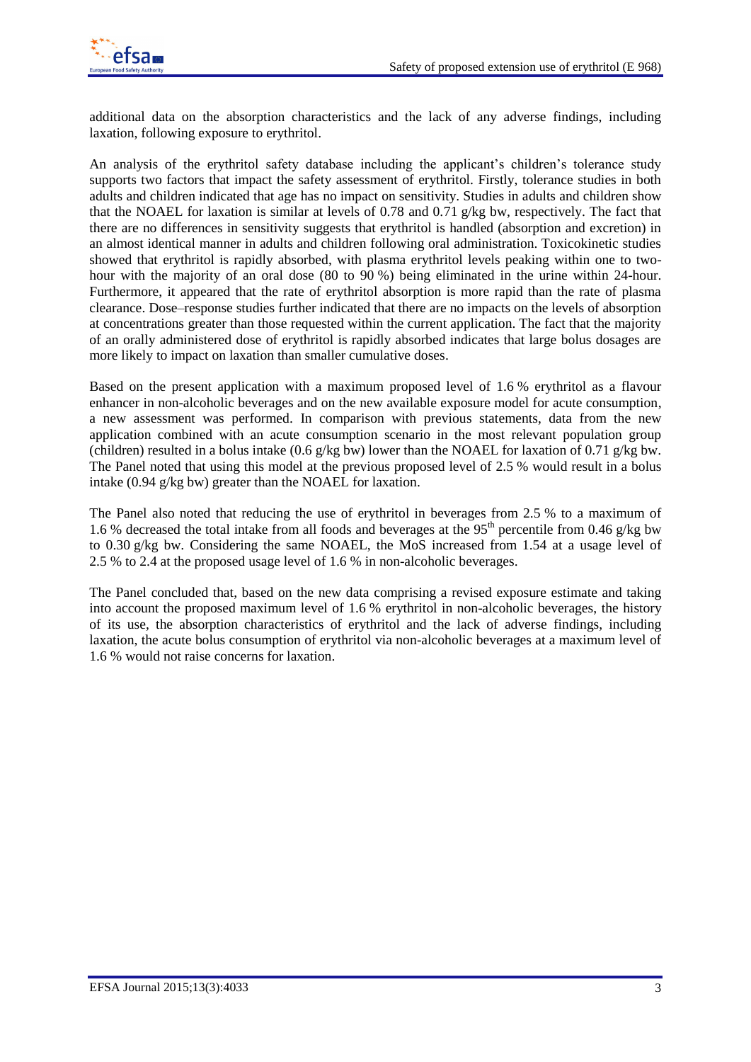additional data on the absorption characteristics and the lack of any adverse findings, including laxation, following exposure to erythritol.

An analysis of the erythritol safety database including the applicant's children's tolerance study supports two factors that impact the safety assessment of erythritol. Firstly, tolerance studies in both adults and children indicated that age has no impact on sensitivity. Studies in adults and children show that the NOAEL for laxation is similar at levels of 0.78 and 0.71 g/kg bw, respectively. The fact that there are no differences in sensitivity suggests that erythritol is handled (absorption and excretion) in an almost identical manner in adults and children following oral administration. Toxicokinetic studies showed that erythritol is rapidly absorbed, with plasma erythritol levels peaking within one to two-hour with the majority of an oral dose (80 to 90 %) being eliminated in the urine within 24-hour. Furthermore, it appeared that the rate of erythritol absorption is more rapid than the rate of plasma clearance. Dose–response studies further indicated that there are no impacts on the levels of absorption at concentrations greater than those requested within the current application. The fact that the majority of an orally administered dose of erythritol is rapidly absorbed indicates that large bolus dosages are more likely to impact on laxation than smaller cumulative doses.

Based on the present application with a maximum proposed level of 1.6 % erythritol as a flavour enhancer in non-alcoholic beverages and on the new available exposure model for acute consumption, a new assessment was performed. In comparison with previous statements, data from the new application combined with an acute consumption scenario in the most relevant population group (children) resulted in a bolus intake (0.6 g/kg bw) lower than the NOAEL for laxation of 0.71 g/kg bw. The Panel noted that using this model at the previous proposed level of 2.5 % would result in a bolus intake (0.94 g/kg bw) greater than the NOAEL for laxation.

The Panel also noted that reducing the use of erythritol in beverages from 2.5 % to a maximum of 1.6 % decreased the total intake from all foods and beverages at the 95$^{th}$ percentile from 0.46 g/kg bw to 0.30 g/kg bw. Considering the same NOAEL, the MoS increased from 1.54 at a usage level of 2.5 % to 2.4 at the proposed usage level of 1.6 % in non-alcoholic beverages.

The Panel concluded that, based on the new data comprising a revised exposure estimate and taking into account the proposed maximum level of 1.6 % erythritol in non-alcoholic beverages, the history of its use, the absorption characteristics of erythritol and the lack of adverse findings, including laxation, the acute bolus consumption of erythritol via non-alcoholic beverages at a maximum level of 1.6 % would not raise concerns for laxation.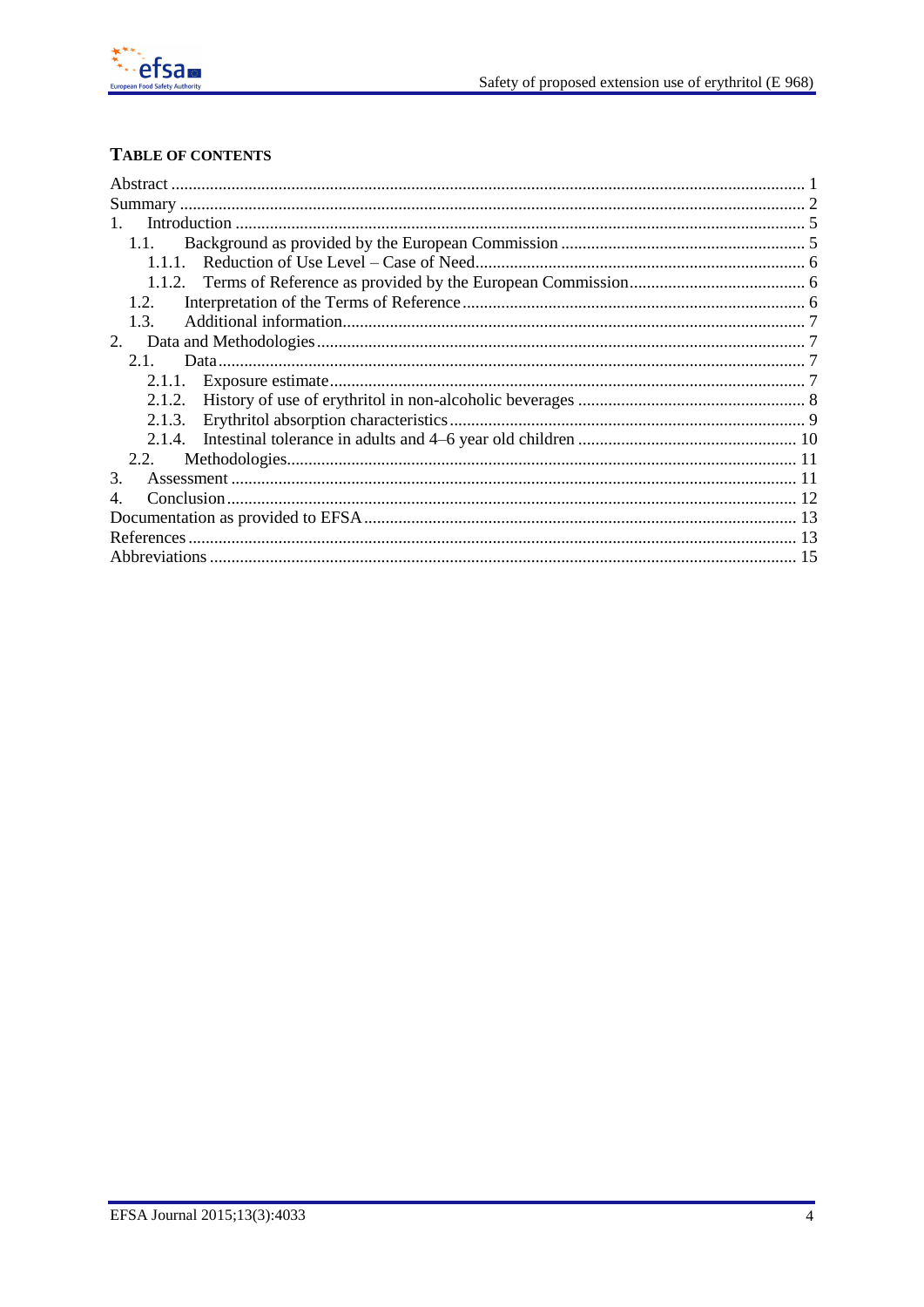## TABLE OF CONTENTS

Abstract .......... 1
Summary .......... 2
1. Introduction .......... 5
  1.1. Background as provided by the European Commission .......... 5
    1.1.1. Reduction of Use Level – Case of Need .......... 6
    1.1.2. Terms of Reference as provided by the European Commission .......... 6
  1.2. Interpretation of the Terms of Reference .......... 6
  1.3. Additional information .......... 7
2. Data and Methodologies .......... 7
  2.1. Data .......... 7
    2.1.1. Exposure estimate .......... 7
    2.1.2. History of use of erythritol in non-alcoholic beverages .......... 8
    2.1.3. Erythritol absorption characteristics .......... 9
    2.1.4. Intestinal tolerance in adults and 4–6 year old children .......... 10
  2.2. Methodologies .......... 11
3. Assessment .......... 11
4. Conclusion .......... 12
Documentation as provided to EFSA .......... 13
References .......... 13
Abbreviations .......... 15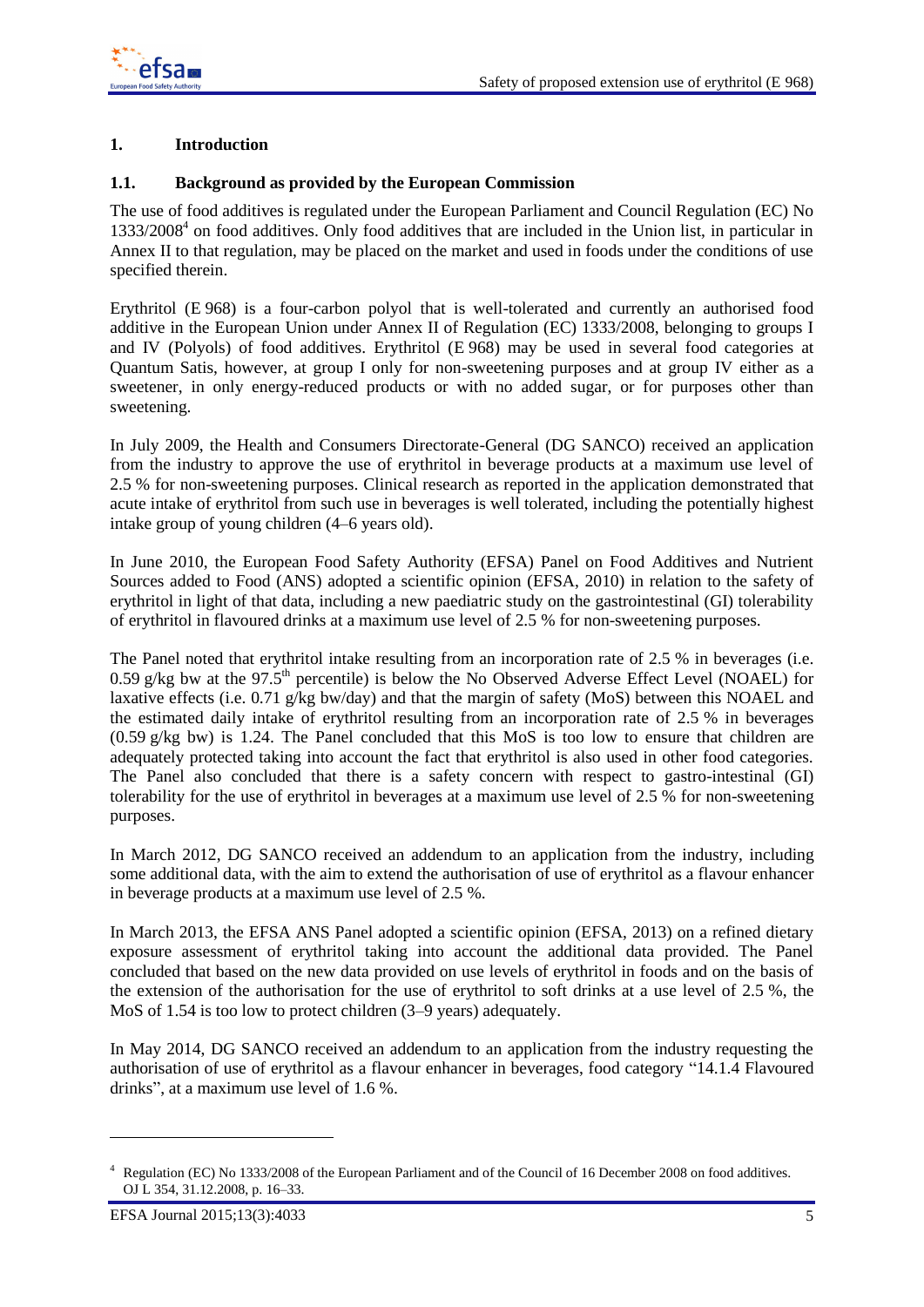## 1. Introduction

### 1.1. Background as provided by the European Commission

The use of food additives is regulated under the European Parliament and Council Regulation (EC) No 1333/2008[4] on food additives. Only food additives that are included in the Union list, in particular in Annex II to that regulation, may be placed on the market and used in foods under the conditions of use specified therein.

Erythritol (E 968) is a four-carbon polyol that is well-tolerated and currently an authorised food additive in the European Union under Annex II of Regulation (EC) 1333/2008, belonging to groups I and IV (Polyols) of food additives. Erythritol (E 968) may be used in several food categories at Quantum Satis, however, at group I only for non-sweetening purposes and at group IV either as a sweetener, in only energy-reduced products or with no added sugar, or for purposes other than sweetening.

In July 2009, the Health and Consumers Directorate-General (DG SANCO) received an application from the industry to approve the use of erythritol in beverage products at a maximum use level of 2.5 % for non-sweetening purposes. Clinical research as reported in the application demonstrated that acute intake of erythritol from such use in beverages is well tolerated, including the potentially highest intake group of young children (4–6 years old).

In June 2010, the European Food Safety Authority (EFSA) Panel on Food Additives and Nutrient Sources added to Food (ANS) adopted a scientific opinion (EFSA, 2010) in relation to the safety of erythritol in light of that data, including a new paediatric study on the gastrointestinal (GI) tolerability of erythritol in flavoured drinks at a maximum use level of 2.5 % for non-sweetening purposes.

The Panel noted that erythritol intake resulting from an incorporation rate of 2.5 % in beverages (i.e. 0.59 g/kg bw at the 97.5$^{th}$ percentile) is below the No Observed Adverse Effect Level (NOAEL) for laxative effects (i.e. 0.71 g/kg bw/day) and that the margin of safety (MoS) between this NOAEL and the estimated daily intake of erythritol resulting from an incorporation rate of 2.5 % in beverages (0.59 g/kg bw) is 1.24. The Panel concluded that this MoS is too low to ensure that children are adequately protected taking into account the fact that erythritol is also used in other food categories. The Panel also concluded that there is a safety concern with respect to gastro-intestinal (GI) tolerability for the use of erythritol in beverages at a maximum use level of 2.5 % for non-sweetening purposes.

In March 2012, DG SANCO received an addendum to an application from the industry, including some additional data, with the aim to extend the authorisation of use of erythritol as a flavour enhancer in beverage products at a maximum use level of 2.5 %.

In March 2013, the EFSA ANS Panel adopted a scientific opinion (EFSA, 2013) on a refined dietary exposure assessment of erythritol taking into account the additional data provided. The Panel concluded that based on the new data provided on use levels of erythritol in foods and on the basis of the extension of the authorisation for the use of erythritol to soft drinks at a use level of 2.5 %, the MoS of 1.54 is too low to protect children (3–9 years) adequately.

In May 2014, DG SANCO received an addendum to an application from the industry requesting the authorisation of use of erythritol as a flavour enhancer in beverages, food category "14.1.4 Flavoured drinks", at a maximum use level of 1.6 %.

---

[4] Regulation (EC) No 1333/2008 of the European Parliament and of the Council of 16 December 2008 on food additives. OJ L 354, 31.12.2008, p. 16–33.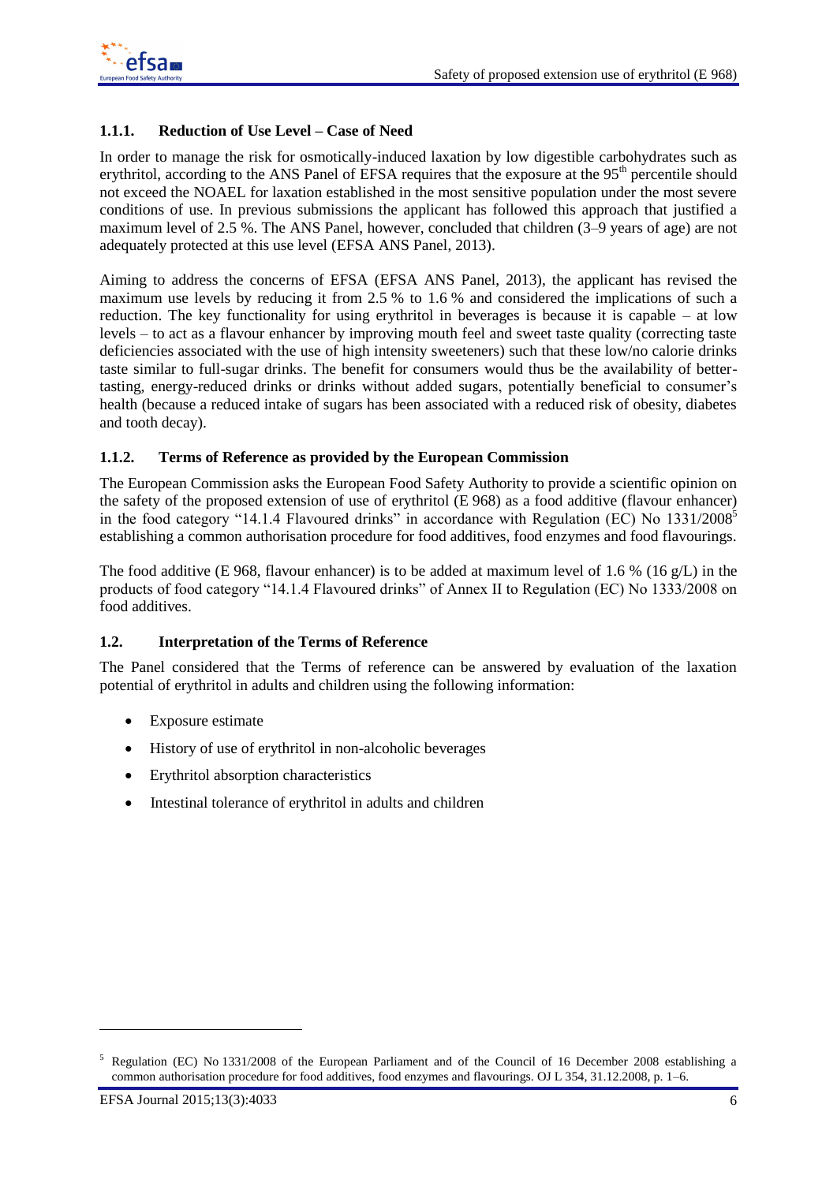### 1.1.1. Reduction of Use Level – Case of Need

In order to manage the risk for osmotically-induced laxation by low digestible carbohydrates such as erythritol, according to the ANS Panel of EFSA requires that the exposure at the 95$^{th}$ percentile should not exceed the NOAEL for laxation established in the most sensitive population under the most severe conditions of use. In previous submissions the applicant has followed this approach that justified a maximum level of 2.5 %. The ANS Panel, however, concluded that children (3–9 years of age) are not adequately protected at this use level (EFSA ANS Panel, 2013).

Aiming to address the concerns of EFSA (EFSA ANS Panel, 2013), the applicant has revised the maximum use levels by reducing it from 2.5 % to 1.6 % and considered the implications of such a reduction. The key functionality for using erythritol in beverages is because it is capable – at low levels – to act as a flavour enhancer by improving mouth feel and sweet taste quality (correcting taste deficiencies associated with the use of high intensity sweeteners) such that these low/no calorie drinks taste similar to full-sugar drinks. The benefit for consumers would thus be the availability of better-tasting, energy-reduced drinks or drinks without added sugars, potentially beneficial to consumer's health (because a reduced intake of sugars has been associated with a reduced risk of obesity, diabetes and tooth decay).

### 1.1.2. Terms of Reference as provided by the European Commission

The European Commission asks the European Food Safety Authority to provide a scientific opinion on the safety of the proposed extension of use of erythritol (E 968) as a food additive (flavour enhancer) in the food category "14.1.4 Flavoured drinks" in accordance with Regulation (EC) No 1331/2008[5] establishing a common authorisation procedure for food additives, food enzymes and food flavourings.

The food additive (E 968, flavour enhancer) is to be added at maximum level of 1.6 % (16 g/L) in the products of food category "14.1.4 Flavoured drinks" of Annex II to Regulation (EC) No 1333/2008 on food additives.

## 1.2. Interpretation of the Terms of Reference

The Panel considered that the Terms of reference can be answered by evaluation of the laxation potential of erythritol in adults and children using the following information:

- Exposure estimate
- History of use of erythritol in non-alcoholic beverages
- Erythritol absorption characteristics
- Intestinal tolerance of erythritol in adults and children

---

[5] Regulation (EC) No 1331/2008 of the European Parliament and of the Council of 16 December 2008 establishing a common authorisation procedure for food additives, food enzymes and flavourings. OJ L 354, 31.12.2008, p. 1–6.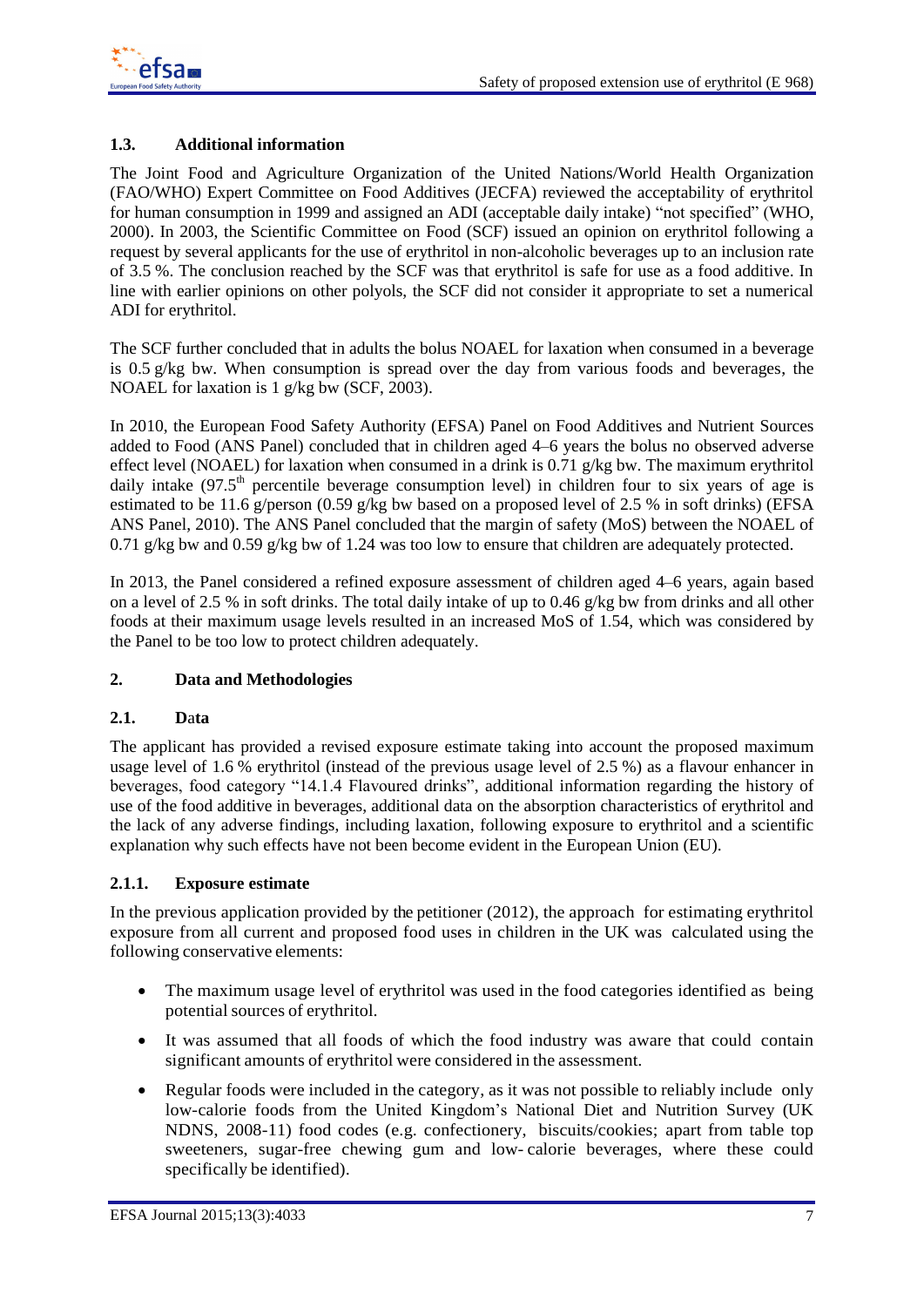### 1.3. Additional information

The Joint Food and Agriculture Organization of the United Nations/World Health Organization (FAO/WHO) Expert Committee on Food Additives (JECFA) reviewed the acceptability of erythritol for human consumption in 1999 and assigned an ADI (acceptable daily intake) "not specified" (WHO, 2000). In 2003, the Scientific Committee on Food (SCF) issued an opinion on erythritol following a request by several applicants for the use of erythritol in non-alcoholic beverages up to an inclusion rate of 3.5 %. The conclusion reached by the SCF was that erythritol is safe for use as a food additive. In line with earlier opinions on other polyols, the SCF did not consider it appropriate to set a numerical ADI for erythritol.

The SCF further concluded that in adults the bolus NOAEL for laxation when consumed in a beverage is 0.5 g/kg bw. When consumption is spread over the day from various foods and beverages, the NOAEL for laxation is 1 g/kg bw (SCF, 2003).

In 2010, the European Food Safety Authority (EFSA) Panel on Food Additives and Nutrient Sources added to Food (ANS Panel) concluded that in children aged 4–6 years the bolus no observed adverse effect level (NOAEL) for laxation when consumed in a drink is 0.71 g/kg bw. The maximum erythritol daily intake (97.5$^{th}$ percentile beverage consumption level) in children four to six years of age is estimated to be 11.6 g/person (0.59 g/kg bw based on a proposed level of 2.5 % in soft drinks) (EFSA ANS Panel, 2010). The ANS Panel concluded that the margin of safety (MoS) between the NOAEL of 0.71 g/kg bw and 0.59 g/kg bw of 1.24 was too low to ensure that children are adequately protected.

In 2013, the Panel considered a refined exposure assessment of children aged 4–6 years, again based on a level of 2.5 % in soft drinks. The total daily intake of up to 0.46 g/kg bw from drinks and all other foods at their maximum usage levels resulted in an increased MoS of 1.54, which was considered by the Panel to be too low to protect children adequately.

## 2. Data and Methodologies

### 2.1. Data

The applicant has provided a revised exposure estimate taking into account the proposed maximum usage level of 1.6 % erythritol (instead of the previous usage level of 2.5 %) as a flavour enhancer in beverages, food category "14.1.4 Flavoured drinks", additional information regarding the history of use of the food additive in beverages, additional data on the absorption characteristics of erythritol and the lack of any adverse findings, including laxation, following exposure to erythritol and a scientific explanation why such effects have not been become evident in the European Union (EU).

#### 2.1.1. Exposure estimate

In the previous application provided by the petitioner (2012), the approach for estimating erythritol exposure from all current and proposed food uses in children in the UK was calculated using the following conservative elements:

- The maximum usage level of erythritol was used in the food categories identified as being potential sources of erythritol.
- It was assumed that all foods of which the food industry was aware that could contain significant amounts of erythritol were considered in the assessment.
- Regular foods were included in the category, as it was not possible to reliably include only low-calorie foods from the United Kingdom's National Diet and Nutrition Survey (UK NDNS, 2008-11) food codes (e.g. confectionery, biscuits/cookies; apart from table top sweeteners, sugar-free chewing gum and low- calorie beverages, where these could specifically be identified).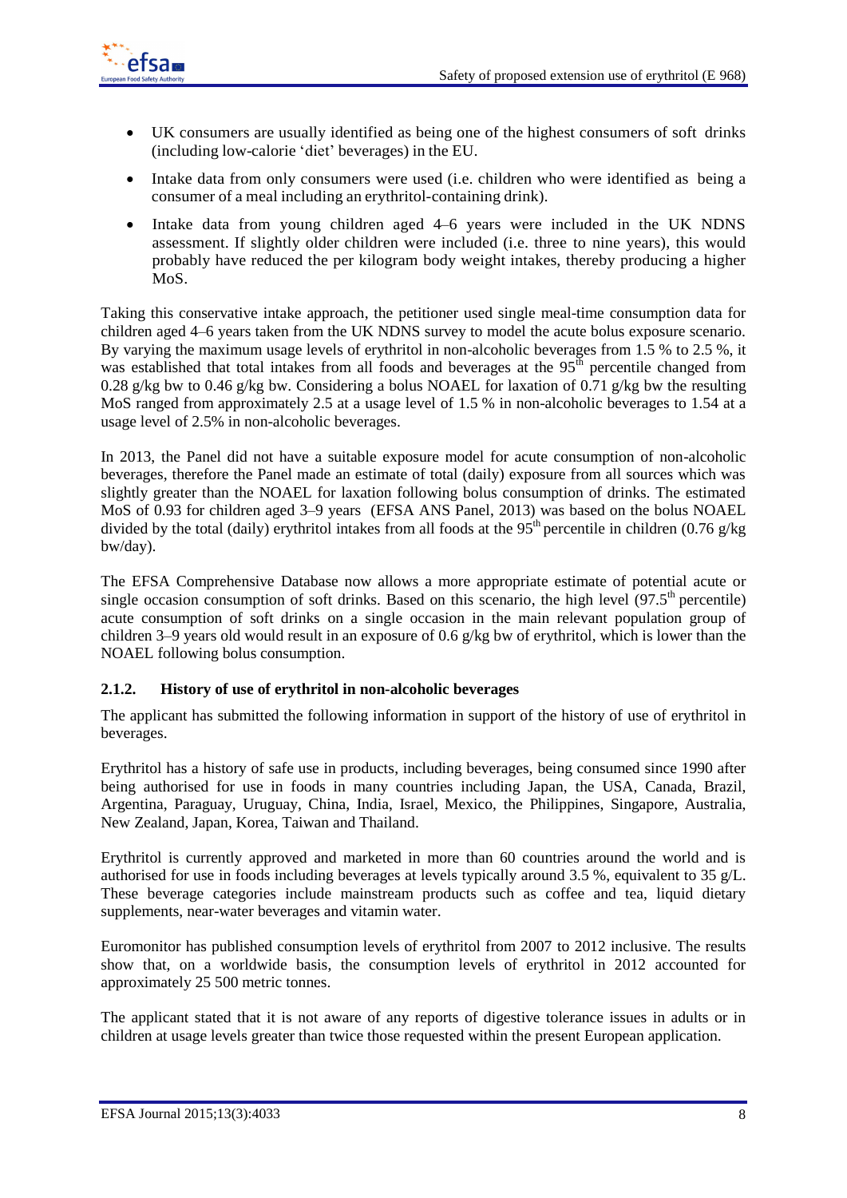- UK consumers are usually identified as being one of the highest consumers of soft drinks (including low-calorie 'diet' beverages) in the EU.
- Intake data from only consumers were used (i.e. children who were identified as being a consumer of a meal including an erythritol-containing drink).
- Intake data from young children aged 4–6 years were included in the UK NDNS assessment. If slightly older children were included (i.e. three to nine years), this would probably have reduced the per kilogram body weight intakes, thereby producing a higher MoS.

Taking this conservative intake approach, the petitioner used single meal-time consumption data for children aged 4–6 years taken from the UK NDNS survey to model the acute bolus exposure scenario. By varying the maximum usage levels of erythritol in non-alcoholic beverages from 1.5 % to 2.5 %, it was established that total intakes from all foods and beverages at the 95$^{th}$ percentile changed from 0.28 g/kg bw to 0.46 g/kg bw. Considering a bolus NOAEL for laxation of 0.71 g/kg bw the resulting MoS ranged from approximately 2.5 at a usage level of 1.5 % in non-alcoholic beverages to 1.54 at a usage level of 2.5% in non-alcoholic beverages.

In 2013, the Panel did not have a suitable exposure model for acute consumption of non-alcoholic beverages, therefore the Panel made an estimate of total (daily) exposure from all sources which was slightly greater than the NOAEL for laxation following bolus consumption of drinks. The estimated MoS of 0.93 for children aged 3–9 years (EFSA ANS Panel, 2013) was based on the bolus NOAEL divided by the total (daily) erythritol intakes from all foods at the 95$^{th}$ percentile in children (0.76 g/kg bw/day).

The EFSA Comprehensive Database now allows a more appropriate estimate of potential acute or single occasion consumption of soft drinks. Based on this scenario, the high level (97.5$^{th}$ percentile) acute consumption of soft drinks on a single occasion in the main relevant population group of children 3–9 years old would result in an exposure of 0.6 g/kg bw of erythritol, which is lower than the NOAEL following bolus consumption.

### 2.1.2. History of use of erythritol in non-alcoholic beverages

The applicant has submitted the following information in support of the history of use of erythritol in beverages.

Erythritol has a history of safe use in products, including beverages, being consumed since 1990 after being authorised for use in foods in many countries including Japan, the USA, Canada, Brazil, Argentina, Paraguay, Uruguay, China, India, Israel, Mexico, the Philippines, Singapore, Australia, New Zealand, Japan, Korea, Taiwan and Thailand.

Erythritol is currently approved and marketed in more than 60 countries around the world and is authorised for use in foods including beverages at levels typically around 3.5 %, equivalent to 35 g/L. These beverage categories include mainstream products such as coffee and tea, liquid dietary supplements, near-water beverages and vitamin water.

Euromonitor has published consumption levels of erythritol from 2007 to 2012 inclusive. The results show that, on a worldwide basis, the consumption levels of erythritol in 2012 accounted for approximately 25 500 metric tonnes.

The applicant stated that it is not aware of any reports of digestive tolerance issues in adults or in children at usage levels greater than twice those requested within the present European application.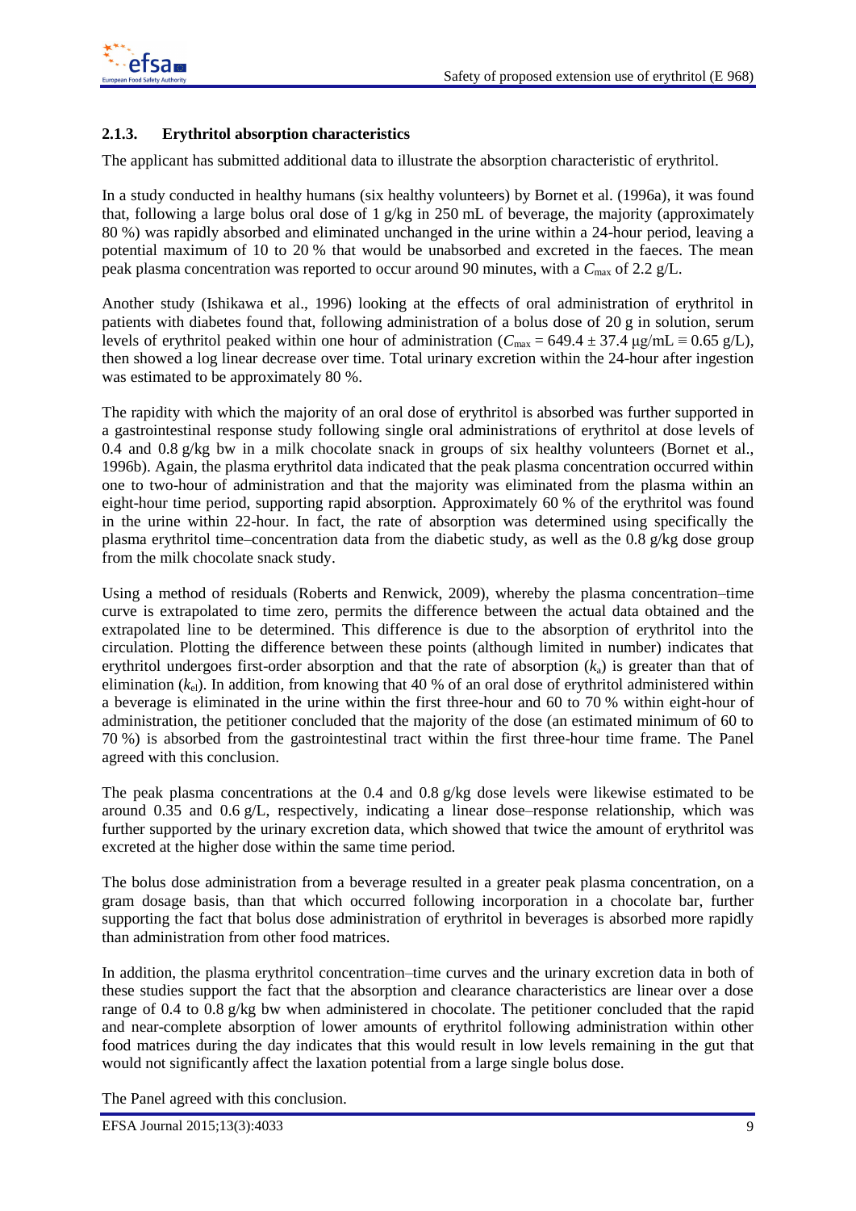### 2.1.3. Erythritol absorption characteristics

The applicant has submitted additional data to illustrate the absorption characteristic of erythritol.

In a study conducted in healthy humans (six healthy volunteers) by Bornet et al. (1996a), it was found that, following a large bolus oral dose of 1 g/kg in 250 mL of beverage, the majority (approximately 80 %) was rapidly absorbed and eliminated unchanged in the urine within a 24-hour period, leaving a potential maximum of 10 to 20 % that would be unabsorbed and excreted in the faeces. The mean peak plasma concentration was reported to occur around 90 minutes, with a $C_{max}$ of 2.2 g/L.

Another study (Ishikawa et al., 1996) looking at the effects of oral administration of erythritol in patients with diabetes found that, following administration of a bolus dose of 20 g in solution, serum levels of erythritol peaked within one hour of administration ($C_{max} = 649.4 \pm 37.4$ µg/mL ≡ 0.65 g/L), then showed a log linear decrease over time. Total urinary excretion within the 24-hour after ingestion was estimated to be approximately 80 %.

The rapidity with which the majority of an oral dose of erythritol is absorbed was further supported in a gastrointestinal response study following single oral administrations of erythritol at dose levels of 0.4 and 0.8 g/kg bw in a milk chocolate snack in groups of six healthy volunteers (Bornet et al., 1996b). Again, the plasma erythritol data indicated that the peak plasma concentration occurred within one to two-hour of administration and that the majority was eliminated from the plasma within an eight-hour time period, supporting rapid absorption. Approximately 60 % of the erythritol was found in the urine within 22-hour. In fact, the rate of absorption was determined using specifically the plasma erythritol time–concentration data from the diabetic study, as well as the 0.8 g/kg dose group from the milk chocolate snack study.

Using a method of residuals (Roberts and Renwick, 2009), whereby the plasma concentration–time curve is extrapolated to time zero, permits the difference between the actual data obtained and the extrapolated line to be determined. This difference is due to the absorption of erythritol into the circulation. Plotting the difference between these points (although limited in number) indicates that erythritol undergoes first-order absorption and that the rate of absorption ($k_a$) is greater than that of elimination ($k_{el}$). In addition, from knowing that 40 % of an oral dose of erythritol administered within a beverage is eliminated in the urine within the first three-hour and 60 to 70 % within eight-hour of administration, the petitioner concluded that the majority of the dose (an estimated minimum of 60 to 70 %) is absorbed from the gastrointestinal tract within the first three-hour time frame. The Panel agreed with this conclusion.

The peak plasma concentrations at the 0.4 and 0.8 g/kg dose levels were likewise estimated to be around 0.35 and 0.6 g/L, respectively, indicating a linear dose–response relationship, which was further supported by the urinary excretion data, which showed that twice the amount of erythritol was excreted at the higher dose within the same time period.

The bolus dose administration from a beverage resulted in a greater peak plasma concentration, on a gram dosage basis, than that which occurred following incorporation in a chocolate bar, further supporting the fact that bolus dose administration of erythritol in beverages is absorbed more rapidly than administration from other food matrices.

In addition, the plasma erythritol concentration–time curves and the urinary excretion data in both of these studies support the fact that the absorption and clearance characteristics are linear over a dose range of 0.4 to 0.8 g/kg bw when administered in chocolate. The petitioner concluded that the rapid and near-complete absorption of lower amounts of erythritol following administration within other food matrices during the day indicates that this would result in low levels remaining in the gut that would not significantly affect the laxation potential from a large single bolus dose.

The Panel agreed with this conclusion.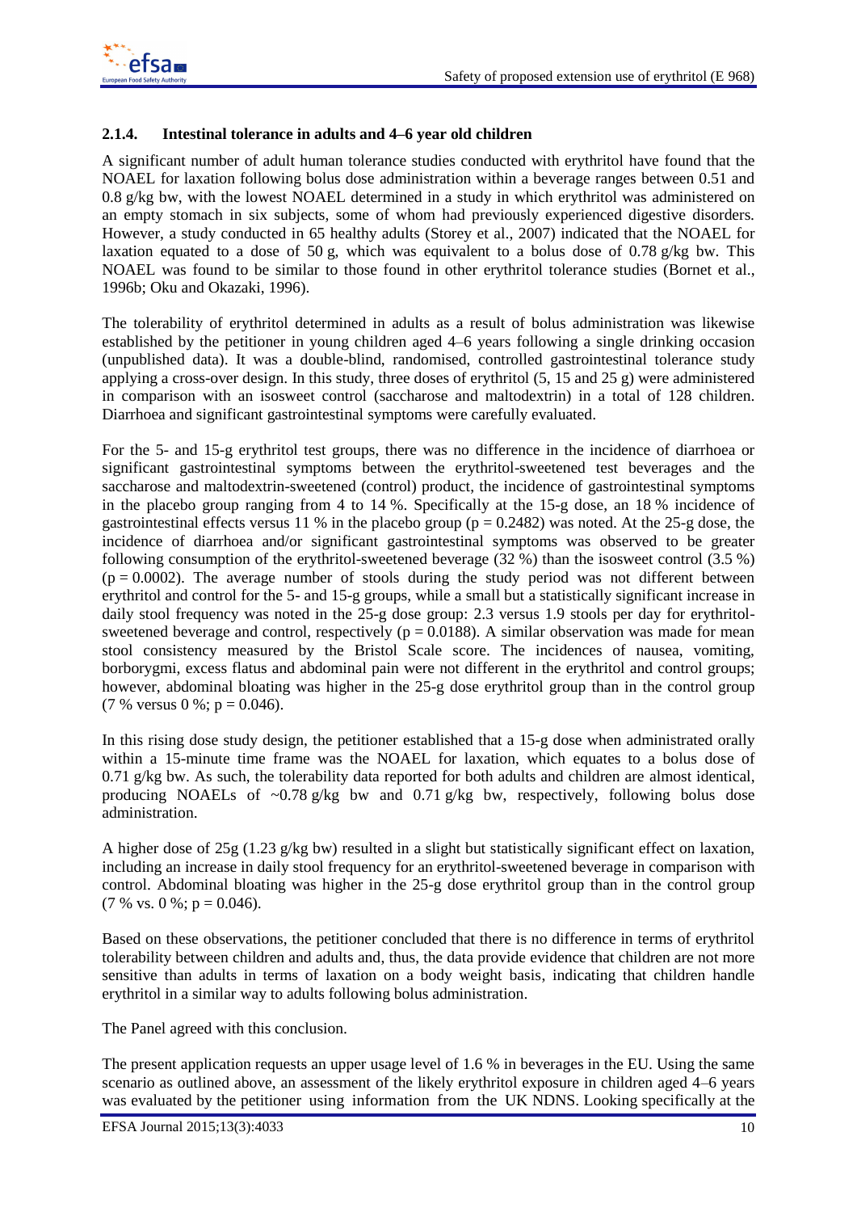### 2.1.4. Intestinal tolerance in adults and 4–6 year old children

A significant number of adult human tolerance studies conducted with erythritol have found that the NOAEL for laxation following bolus dose administration within a beverage ranges between 0.51 and 0.8 g/kg bw, with the lowest NOAEL determined in a study in which erythritol was administered on an empty stomach in six subjects, some of whom had previously experienced digestive disorders. However, a study conducted in 65 healthy adults (Storey et al., 2007) indicated that the NOAEL for laxation equated to a dose of 50 g, which was equivalent to a bolus dose of 0.78 g/kg bw. This NOAEL was found to be similar to those found in other erythritol tolerance studies (Bornet et al., 1996b; Oku and Okazaki, 1996).

The tolerability of erythritol determined in adults as a result of bolus administration was likewise established by the petitioner in young children aged 4–6 years following a single drinking occasion (unpublished data). It was a double-blind, randomised, controlled gastrointestinal tolerance study applying a cross-over design. In this study, three doses of erythritol (5, 15 and 25 g) were administered in comparison with an isosweet control (saccharose and maltodextrin) in a total of 128 children. Diarrhoea and significant gastrointestinal symptoms were carefully evaluated.

For the 5- and 15-g erythritol test groups, there was no difference in the incidence of diarrhoea or significant gastrointestinal symptoms between the erythritol-sweetened test beverages and the saccharose and maltodextrin-sweetened (control) product, the incidence of gastrointestinal symptoms in the placebo group ranging from 4 to 14 %. Specifically at the 15-g dose, an 18 % incidence of gastrointestinal effects versus 11 % in the placebo group ($p = 0.2482$) was noted. At the 25-g dose, the incidence of diarrhoea and/or significant gastrointestinal symptoms was observed to be greater following consumption of the erythritol-sweetened beverage (32 %) than the isosweet control (3.5 %) ($p = 0.0002$). The average number of stools during the study period was not different between erythritol and control for the 5- and 15-g groups, while a small but a statistically significant increase in daily stool frequency was noted in the 25-g dose group: 2.3 versus 1.9 stools per day for erythritol-sweetened beverage and control, respectively ($p = 0.0188$). A similar observation was made for mean stool consistency measured by the Bristol Scale score. The incidences of nausea, vomiting, borborygmi, excess flatus and abdominal pain were not different in the erythritol and control groups; however, abdominal bloating was higher in the 25-g dose erythritol group than in the control group (7 % versus 0 %; $p = 0.046$).

In this rising dose study design, the petitioner established that a 15-g dose when administrated orally within a 15-minute time frame was the NOAEL for laxation, which equates to a bolus dose of 0.71 g/kg bw. As such, the tolerability data reported for both adults and children are almost identical, producing NOAELs of ~0.78 g/kg bw and 0.71 g/kg bw, respectively, following bolus dose administration.

A higher dose of 25g (1.23 g/kg bw) resulted in a slight but statistically significant effect on laxation, including an increase in daily stool frequency for an erythritol-sweetened beverage in comparison with control. Abdominal bloating was higher in the 25-g dose erythritol group than in the control group (7 % vs. 0 %; $p = 0.046$).

Based on these observations, the petitioner concluded that there is no difference in terms of erythritol tolerability between children and adults and, thus, the data provide evidence that children are not more sensitive than adults in terms of laxation on a body weight basis, indicating that children handle erythritol in a similar way to adults following bolus administration.

The Panel agreed with this conclusion.

The present application requests an upper usage level of 1.6 % in beverages in the EU. Using the same scenario as outlined above, an assessment of the likely erythritol exposure in children aged 4–6 years was evaluated by the petitioner using information from the UK NDNS. Looking specifically at the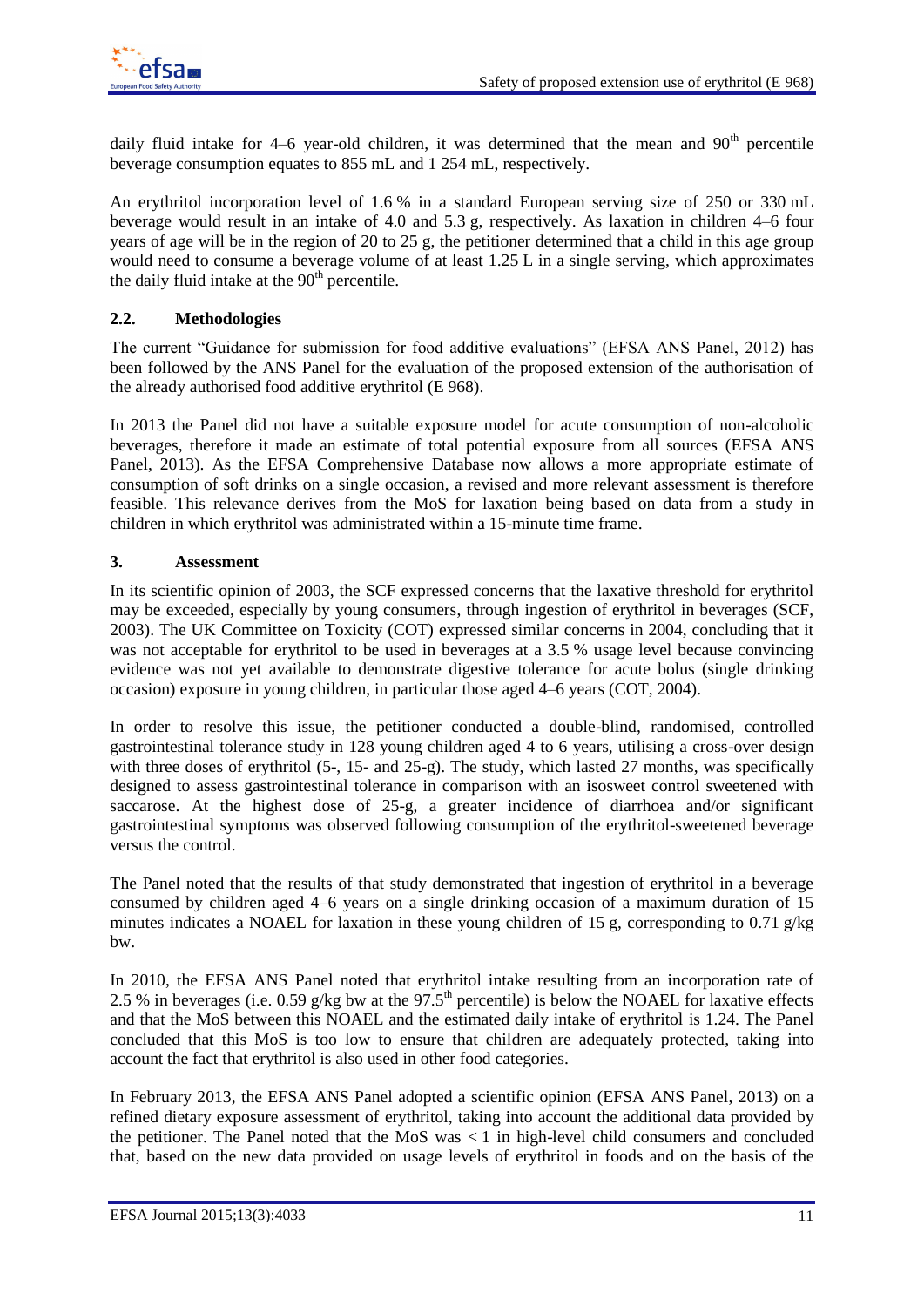daily fluid intake for 4–6 year-old children, it was determined that the mean and 90th percentile beverage consumption equates to 855 mL and 1 254 mL, respectively.

An erythritol incorporation level of 1.6 % in a standard European serving size of 250 or 330 mL beverage would result in an intake of 4.0 and 5.3 g, respectively. As laxation in children 4–6 four years of age will be in the region of 20 to 25 g, the petitioner determined that a child in this age group would need to consume a beverage volume of at least 1.25 L in a single serving, which approximates the daily fluid intake at the 90th percentile.

## 2.2. Methodologies

The current "Guidance for submission for food additive evaluations" (EFSA ANS Panel, 2012) has been followed by the ANS Panel for the evaluation of the proposed extension of the authorisation of the already authorised food additive erythritol (E 968).

In 2013 the Panel did not have a suitable exposure model for acute consumption of non-alcoholic beverages, therefore it made an estimate of total potential exposure from all sources (EFSA ANS Panel, 2013). As the EFSA Comprehensive Database now allows a more appropriate estimate of consumption of soft drinks on a single occasion, a revised and more relevant assessment is therefore feasible. This relevance derives from the MoS for laxation being based on data from a study in children in which erythritol was administrated within a 15-minute time frame.

# 3. Assessment

In its scientific opinion of 2003, the SCF expressed concerns that the laxative threshold for erythritol may be exceeded, especially by young consumers, through ingestion of erythritol in beverages (SCF, 2003). The UK Committee on Toxicity (COT) expressed similar concerns in 2004, concluding that it was not acceptable for erythritol to be used in beverages at a 3.5 % usage level because convincing evidence was not yet available to demonstrate digestive tolerance for acute bolus (single drinking occasion) exposure in young children, in particular those aged 4–6 years (COT, 2004).

In order to resolve this issue, the petitioner conducted a double-blind, randomised, controlled gastrointestinal tolerance study in 128 young children aged 4 to 6 years, utilising a cross-over design with three doses of erythritol (5-, 15- and 25-g). The study, which lasted 27 months, was specifically designed to assess gastrointestinal tolerance in comparison with an isosweet control sweetened with saccarose. At the highest dose of 25-g, a greater incidence of diarrhoea and/or significant gastrointestinal symptoms was observed following consumption of the erythritol-sweetened beverage versus the control.

The Panel noted that the results of that study demonstrated that ingestion of erythritol in a beverage consumed by children aged 4–6 years on a single drinking occasion of a maximum duration of 15 minutes indicates a NOAEL for laxation in these young children of 15 g, corresponding to 0.71 g/kg bw.

In 2010, the EFSA ANS Panel noted that erythritol intake resulting from an incorporation rate of 2.5 % in beverages (i.e. 0.59 g/kg bw at the 97.5th percentile) is below the NOAEL for laxative effects and that the MoS between this NOAEL and the estimated daily intake of erythritol is 1.24. The Panel concluded that this MoS is too low to ensure that children are adequately protected, taking into account the fact that erythritol is also used in other food categories.

In February 2013, the EFSA ANS Panel adopted a scientific opinion (EFSA ANS Panel, 2013) on a refined dietary exposure assessment of erythritol, taking into account the additional data provided by the petitioner. The Panel noted that the MoS was < 1 in high-level child consumers and concluded that, based on the new data provided on usage levels of erythritol in foods and on the basis of the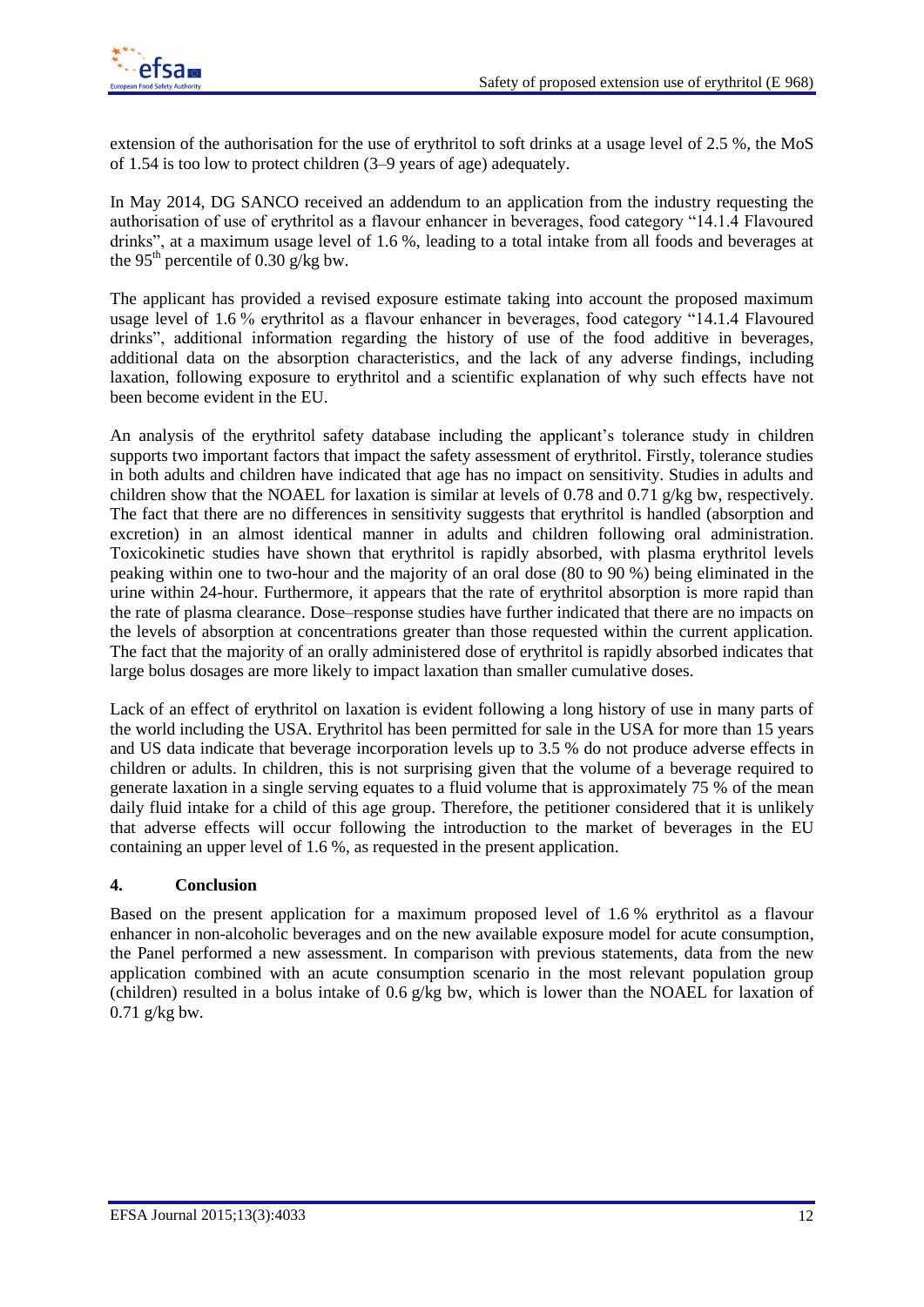extension of the authorisation for the use of erythritol to soft drinks at a usage level of 2.5 %, the MoS of 1.54 is too low to protect children (3–9 years of age) adequately.

In May 2014, DG SANCO received an addendum to an application from the industry requesting the authorisation of use of erythritol as a flavour enhancer in beverages, food category "14.1.4 Flavoured drinks", at a maximum usage level of 1.6 %, leading to a total intake from all foods and beverages at the 95[th] percentile of 0.30 g/kg bw.

The applicant has provided a revised exposure estimate taking into account the proposed maximum usage level of 1.6 % erythritol as a flavour enhancer in beverages, food category "14.1.4 Flavoured drinks", additional information regarding the history of use of the food additive in beverages, additional data on the absorption characteristics, and the lack of any adverse findings, including laxation, following exposure to erythritol and a scientific explanation of why such effects have not been become evident in the EU.

An analysis of the erythritol safety database including the applicant's tolerance study in children supports two important factors that impact the safety assessment of erythritol. Firstly, tolerance studies in both adults and children have indicated that age has no impact on sensitivity. Studies in adults and children show that the NOAEL for laxation is similar at levels of 0.78 and 0.71 g/kg bw, respectively. The fact that there are no differences in sensitivity suggests that erythritol is handled (absorption and excretion) in an almost identical manner in adults and children following oral administration. Toxicokinetic studies have shown that erythritol is rapidly absorbed, with plasma erythritol levels peaking within one to two-hour and the majority of an oral dose (80 to 90 %) being eliminated in the urine within 24-hour. Furthermore, it appears that the rate of erythritol absorption is more rapid than the rate of plasma clearance. Dose–response studies have further indicated that there are no impacts on the levels of absorption at concentrations greater than those requested within the current application. The fact that the majority of an orally administered dose of erythritol is rapidly absorbed indicates that large bolus dosages are more likely to impact laxation than smaller cumulative doses.

Lack of an effect of erythritol on laxation is evident following a long history of use in many parts of the world including the USA. Erythritol has been permitted for sale in the USA for more than 15 years and US data indicate that beverage incorporation levels up to 3.5 % do not produce adverse effects in children or adults. In children, this is not surprising given that the volume of a beverage required to generate laxation in a single serving equates to a fluid volume that is approximately 75 % of the mean daily fluid intake for a child of this age group. Therefore, the petitioner considered that it is unlikely that adverse effects will occur following the introduction to the market of beverages in the EU containing an upper level of 1.6 %, as requested in the present application.

## 4. Conclusion

Based on the present application for a maximum proposed level of 1.6 % erythritol as a flavour enhancer in non-alcoholic beverages and on the new available exposure model for acute consumption, the Panel performed a new assessment. In comparison with previous statements, data from the new application combined with an acute consumption scenario in the most relevant population group (children) resulted in a bolus intake of 0.6 g/kg bw, which is lower than the NOAEL for laxation of 0.71 g/kg bw.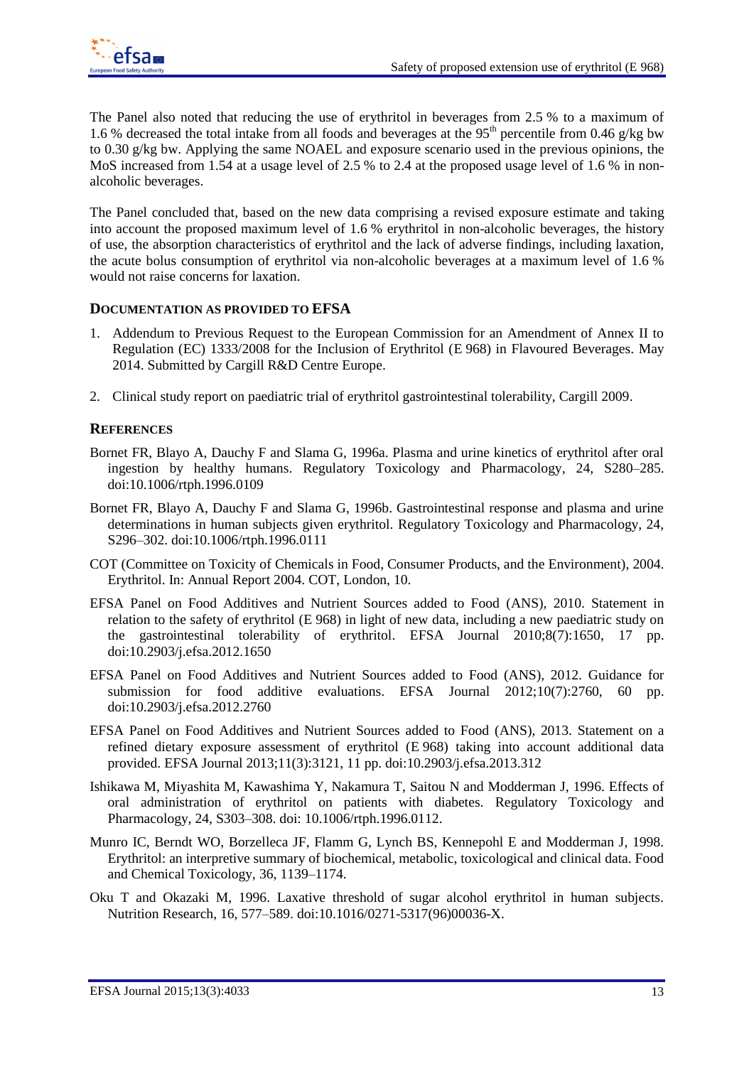The Panel also noted that reducing the use of erythritol in beverages from 2.5 % to a maximum of 1.6 % decreased the total intake from all foods and beverages at the 95$^{th}$ percentile from 0.46 g/kg bw to 0.30 g/kg bw. Applying the same NOAEL and exposure scenario used in the previous opinions, the MoS increased from 1.54 at a usage level of 2.5 % to 2.4 at the proposed usage level of 1.6 % in non-alcoholic beverages.

The Panel concluded that, based on the new data comprising a revised exposure estimate and taking into account the proposed maximum level of 1.6 % erythritol in non-alcoholic beverages, the history of use, the absorption characteristics of erythritol and the lack of adverse findings, including laxation, the acute bolus consumption of erythritol via non-alcoholic beverages at a maximum level of 1.6 % would not raise concerns for laxation.

## Documentation as provided to EFSA

1. Addendum to Previous Request to the European Commission for an Amendment of Annex II to Regulation (EC) 1333/2008 for the Inclusion of Erythritol (E 968) in Flavoured Beverages. May 2014. Submitted by Cargill R&D Centre Europe.

2. Clinical study report on paediatric trial of erythritol gastrointestinal tolerability, Cargill 2009.

## References

Bornet FR, Blayo A, Dauchy F and Slama G, 1996a. Plasma and urine kinetics of erythritol after oral ingestion by healthy humans. Regulatory Toxicology and Pharmacology, 24, S280–285. doi:10.1006/rtph.1996.0109

Bornet FR, Blayo A, Dauchy F and Slama G, 1996b. Gastrointestinal response and plasma and urine determinations in human subjects given erythritol. Regulatory Toxicology and Pharmacology, 24, S296–302. doi:10.1006/rtph.1996.0111

COT (Committee on Toxicity of Chemicals in Food, Consumer Products, and the Environment), 2004. Erythritol. In: Annual Report 2004. COT, London, 10.

EFSA Panel on Food Additives and Nutrient Sources added to Food (ANS), 2010. Statement in relation to the safety of erythritol (E 968) in light of new data, including a new paediatric study on the gastrointestinal tolerability of erythritol. EFSA Journal 2010;8(7):1650, 17 pp. doi:10.2903/j.efsa.2012.1650

EFSA Panel on Food Additives and Nutrient Sources added to Food (ANS), 2012. Guidance for submission for food additive evaluations. EFSA Journal 2012;10(7):2760, 60 pp. doi:10.2903/j.efsa.2012.2760

EFSA Panel on Food Additives and Nutrient Sources added to Food (ANS), 2013. Statement on a refined dietary exposure assessment of erythritol (E 968) taking into account additional data provided. EFSA Journal 2013;11(3):3121, 11 pp. doi:10.2903/j.efsa.2013.312

Ishikawa M, Miyashita M, Kawashima Y, Nakamura T, Saitou N and Modderman J, 1996. Effects of oral administration of erythritol on patients with diabetes. Regulatory Toxicology and Pharmacology, 24, S303–308. doi: 10.1006/rtph.1996.0112.

Munro IC, Berndt WO, Borzelleca JF, Flamm G, Lynch BS, Kennepohl E and Modderman J, 1998. Erythritol: an interpretive summary of biochemical, metabolic, toxicological and clinical data. Food and Chemical Toxicology, 36, 1139–1174.

Oku T and Okazaki M, 1996. Laxative threshold of sugar alcohol erythritol in human subjects. Nutrition Research, 16, 577–589. doi:10.1016/0271-5317(96)00036-X.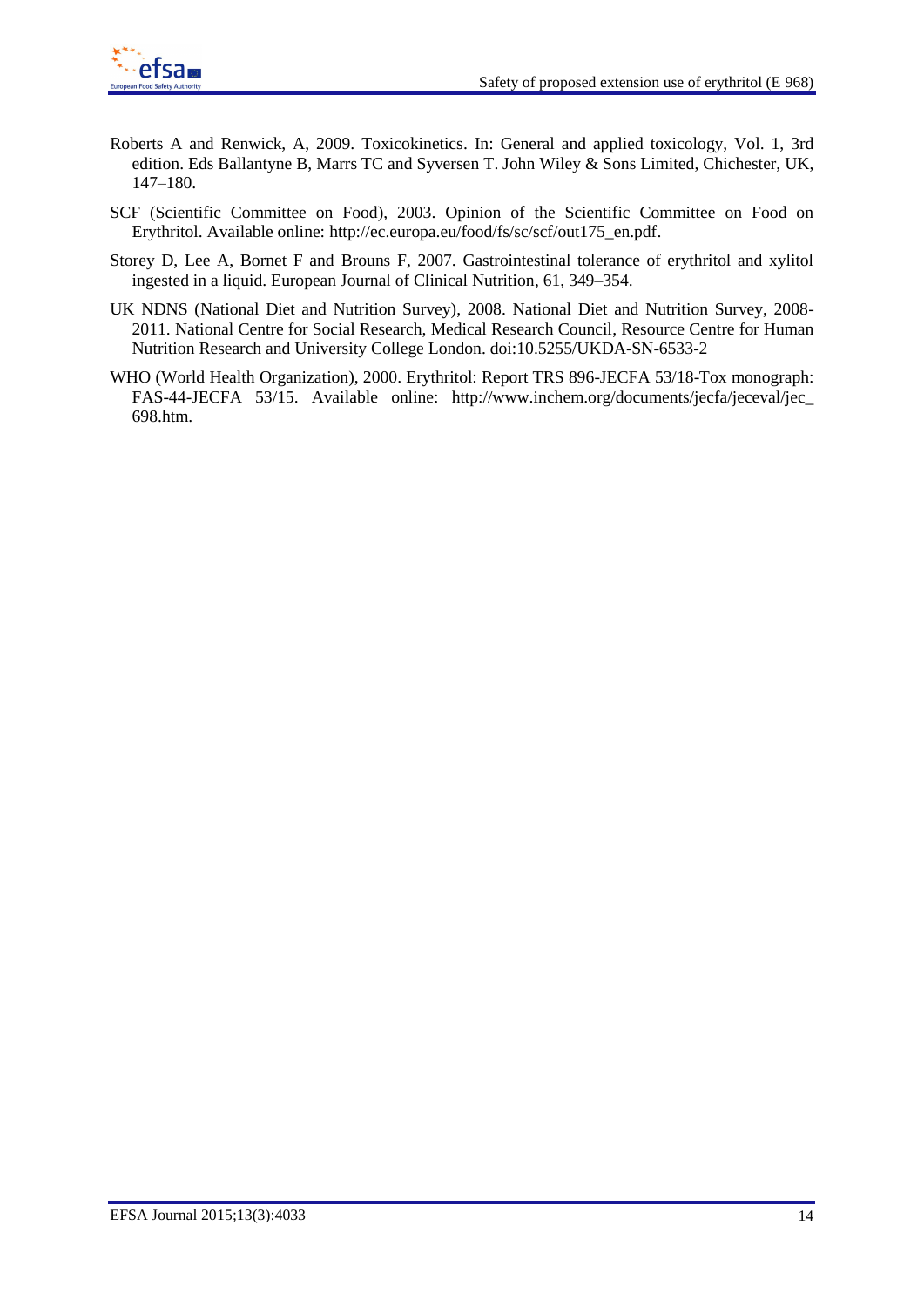Roberts A and Renwick, A, 2009. Toxicokinetics. In: General and applied toxicology, Vol. 1, 3rd edition. Eds Ballantyne B, Marrs TC and Syversen T. John Wiley & Sons Limited, Chichester, UK, 147–180.

SCF (Scientific Committee on Food), 2003. Opinion of the Scientific Committee on Food on Erythritol. Available online: http://ec.europa.eu/food/fs/sc/scf/out175_en.pdf.

Storey D, Lee A, Bornet F and Brouns F, 2007. Gastrointestinal tolerance of erythritol and xylitol ingested in a liquid. European Journal of Clinical Nutrition, 61, 349–354.

UK NDNS (National Diet and Nutrition Survey), 2008. National Diet and Nutrition Survey, 2008-2011. National Centre for Social Research, Medical Research Council, Resource Centre for Human Nutrition Research and University College London. doi:10.5255/UKDA-SN-6533-2

WHO (World Health Organization), 2000. Erythritol: Report TRS 896-JECFA 53/18-Tox monograph: FAS-44-JECFA 53/15. Available online: http://www.inchem.org/documents/jecfa/jeceval/jec_698.htm.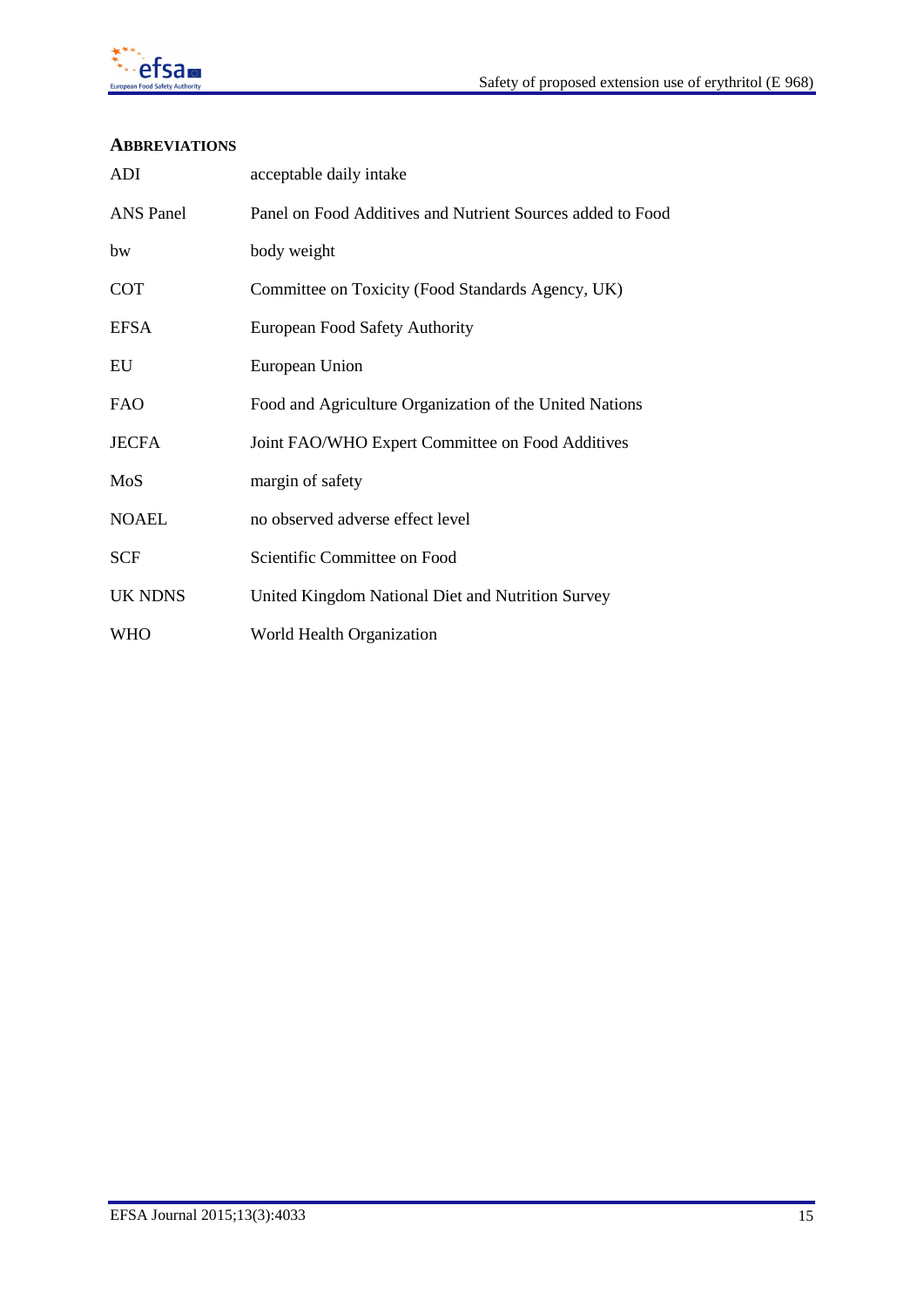## ABBREVIATIONS

| | |
|---|---|
| ADI | acceptable daily intake |
| ANS Panel | Panel on Food Additives and Nutrient Sources added to Food |
| bw | body weight |
| COT | Committee on Toxicity (Food Standards Agency, UK) |
| EFSA | European Food Safety Authority |
| EU | European Union |
| FAO | Food and Agriculture Organization of the United Nations |
| JECFA | Joint FAO/WHO Expert Committee on Food Additives |
| MoS | margin of safety |
| NOAEL | no observed adverse effect level |
| SCF | Scientific Committee on Food |
| UK NDNS | United Kingdom National Diet and Nutrition Survey |
| WHO | World Health Organization |